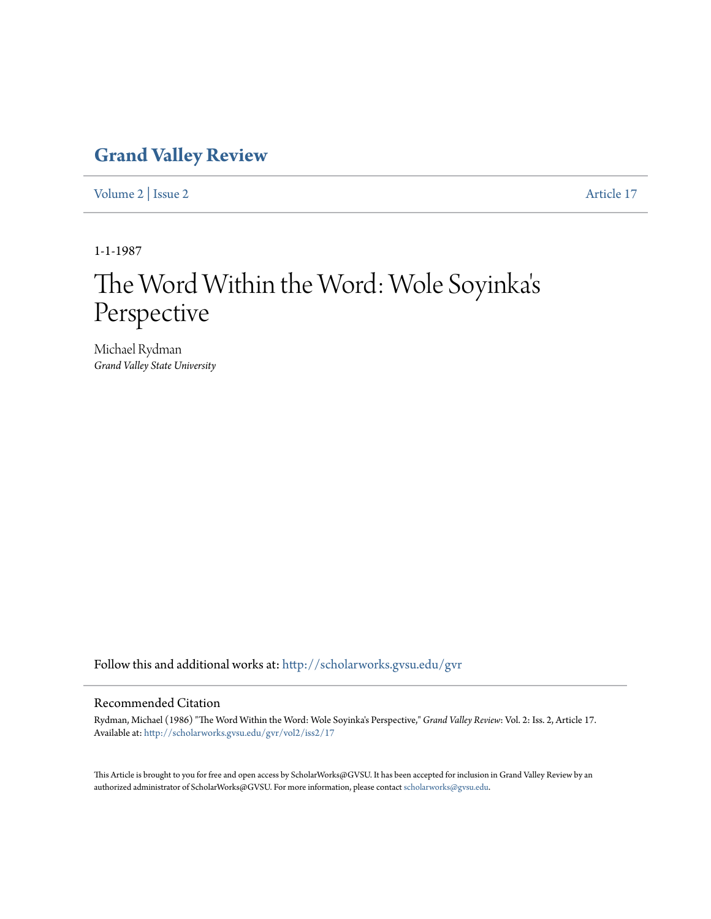# Grand Valley Review

Volume 2 | Issue 2 Article 17

1-1-1987

# The Word Within the Word: Wole Soyinka's Perspective

Michael Rydman
*Grand Valley State University*

Follow this and additional works at: http://scholarworks.gvsu.edu/gvr

## Recommended Citation

Rydman, Michael (1986) "The Word Within the Word: Wole Soyinka's Perspective," *Grand Valley Review*: Vol. 2: Iss. 2, Article 17.
Available at: http://scholarworks.gvsu.edu/gvr/vol2/iss2/17

This Article is brought to you for free and open access by ScholarWorks@GVSU. It has been accepted for inclusion in Grand Valley Review by an authorized administrator of ScholarWorks@GVSU. For more information, please contact scholarworks@gvsu.edu.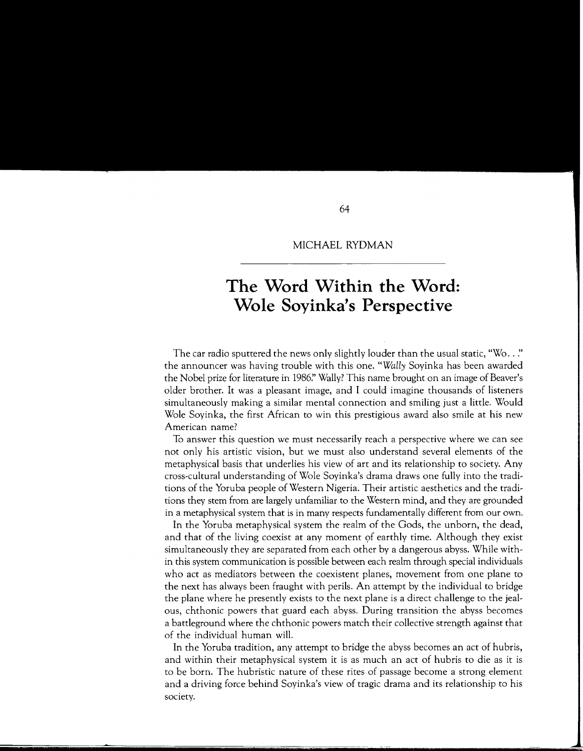MICHAEL RYDMAN

# The Word Within the Word: Wole Soyinka's Perspective

The car radio sputtered the news only slightly louder than the usual static, "Wo. . ." the announcer was having trouble with this one. "*Wally* Soyinka has been awarded the Nobel prize for literature in 1986." Wally? This name brought on an image of Beaver's older brother. It was a pleasant image, and I could imagine thousands of listeners simultaneously making a similar mental connection and smiling just a little. Would Wole Soyinka, the first African to win this prestigious award also smile at his new American name?

To answer this question we must necessarily reach a perspective where we can see not only his artistic vision, but we must also understand several elements of the metaphysical basis that underlies his view of art and its relationship to society. Any cross-cultural understanding of Wole Soyinka's drama draws one fully into the traditions of the Yoruba people of Western Nigeria. Their artistic aesthetics and the traditions they stem from are largely unfamiliar to the Western mind, and they are grounded in a metaphysical system that is in many respects fundamentally different from our own.

In the Yoruba metaphysical system the realm of the Gods, the unborn, the dead, and that of the living coexist at any moment of earthly time. Although they exist simultaneously they are separated from each other by a dangerous abyss. While within this system communication is possible between each realm through special individuals who act as mediators between the coexistent planes, movement from one plane to the next has always been fraught with perils. An attempt by the individual to bridge the plane where he presently exists to the next plane is a direct challenge to the jealous, chthonic powers that guard each abyss. During transition the abyss becomes a battleground where the chthonic powers match their collective strength against that of the individual human will.

In the Yoruba tradition, any attempt to bridge the abyss becomes an act of hubris, and within their metaphysical system it is as much an act of hubris to die as it is to be born. The hubristic nature of these rites of passage become a strong element and a driving force behind Soyinka's view of tragic drama and its relationship to his society.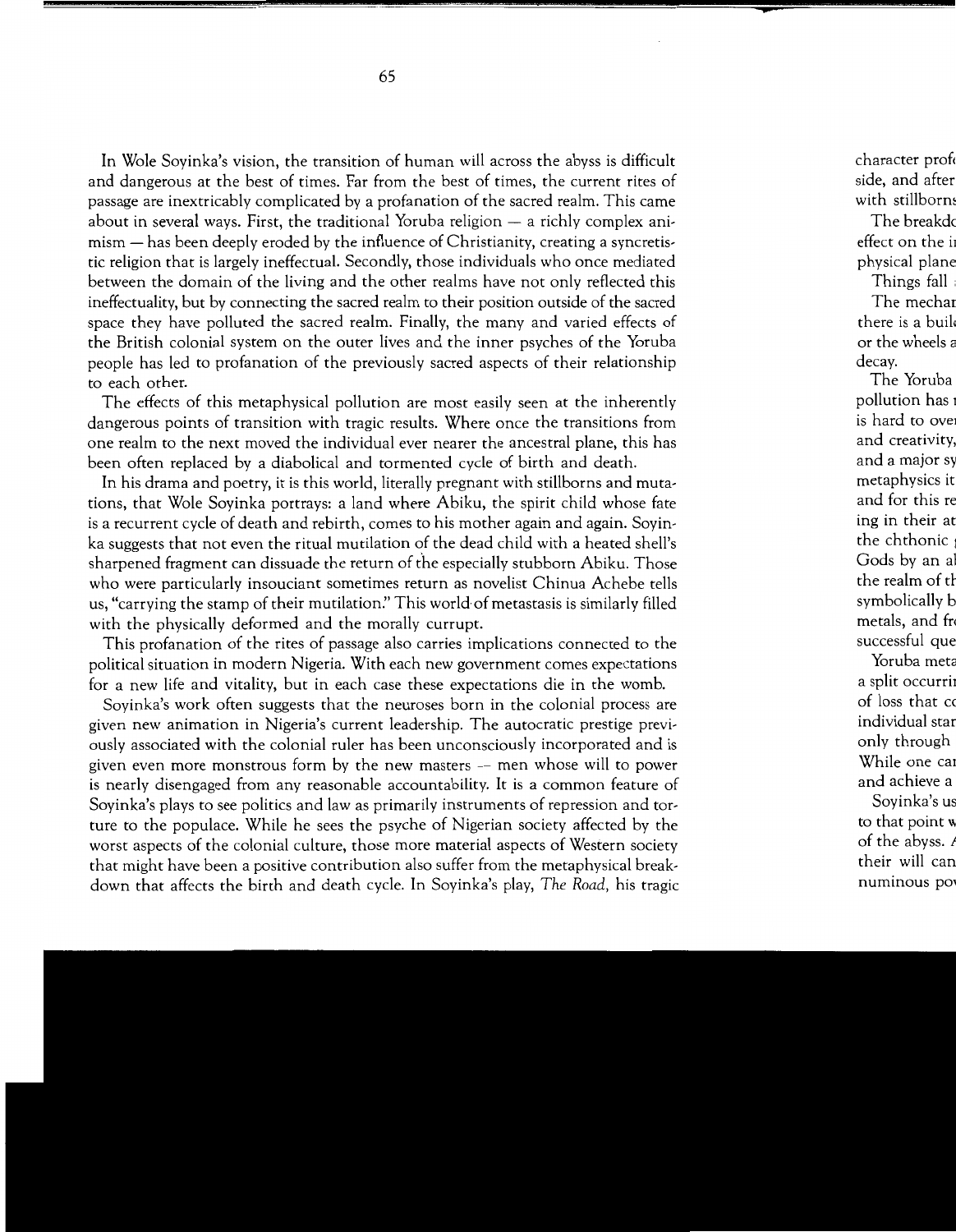In Wole Soyinka's vision, the transition of human will across the abyss is difficult and dangerous at the best of times. Far from the best of times, the current rites of passage are inextricably complicated by a profanation of the sacred realm. This came about in several ways. First, the traditional Yoruba religion — a richly complex animism — has been deeply eroded by the influence of Christianity, creating a syncretistic religion that is largely ineffectual. Secondly, those individuals who once mediated between the domain of the living and the other realms have not only reflected this ineffectuality, but by connecting the sacred realm to their position outside of the sacred space they have polluted the sacred realm. Finally, the many and varied effects of the British colonial system on the outer lives and the inner psyches of the Yoruba people has led to profanation of the previously sacred aspects of their relationship to each other.

The effects of this metaphysical pollution are most easily seen at the inherently dangerous points of transition with tragic results. Where once the transitions from one realm to the next moved the individual ever nearer the ancestral plane, this has been often replaced by a diabolical and tormented cycle of birth and death.

In his drama and poetry, it is this world, literally pregnant with stillborns and mutations, that Wole Soyinka portrays: a land where Abiku, the spirit child whose fate is a recurrent cycle of death and rebirth, comes to his mother again and again. Soyinka suggests that not even the ritual mutilation of the dead child with a heated shell's sharpened fragment can dissuade the return of the especially stubborn Abiku. Those who were particularly insouciant sometimes return as novelist Chinua Achebe tells us, "carrying the stamp of their mutilation." This world of metastasis is similarly filled with the physically deformed and the morally currupt.

This profanation of the rites of passage also carries implications connected to the political situation in modern Nigeria. With each new government comes expectations for a new life and vitality, but in each case these expectations die in the womb.

Soyinka's work often suggests that the neuroses born in the colonial process are given new animation in Nigeria's current leadership. The autocratic prestige previously associated with the colonial ruler has been unconsciously incorporated and is given even more monstrous form by the new masters — men whose will to power is nearly disengaged from any reasonable accountability. It is a common feature of Soyinka's plays to see politics and law as primarily instruments of repression and torture to the populace. While he sees the psyche of Nigerian society affected by the worst aspects of the colonial culture, those more material aspects of Western society that might have been a positive contribution also suffer from the metaphysical breakdown that affects the birth and death cycle. In Soyinka's play, *The Road,* his tragic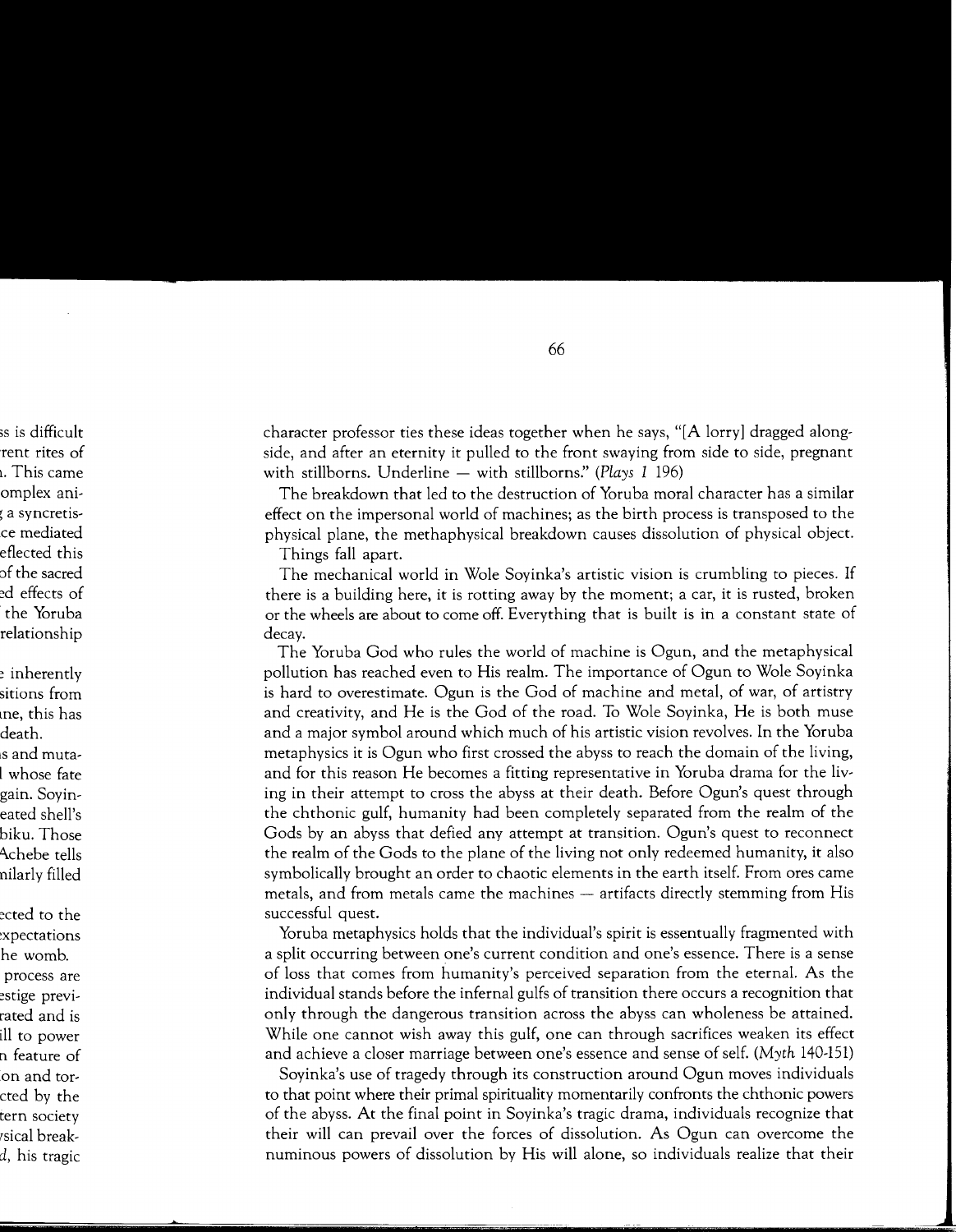character professor ties these ideas together when he says, "[A lorry] dragged alongside, and after an eternity it pulled to the front swaying from side to side, pregnant with stillborns. Underline — with stillborns." (*Plays 1* 196)

The breakdown that led to the destruction of Yoruba moral character has a similar effect on the impersonal world of machines; as the birth process is transposed to the physical plane, the methaphysical breakdown causes dissolution of physical object. Things fall apart.

The mechanical world in Wole Soyinka's artistic vision is crumbling to pieces. If there is a building here, it is rotting away by the moment; a car, it is rusted, broken or the wheels are about to come off. Everything that is built is in a constant state of decay.

The Yoruba God who rules the world of machine is Ogun, and the metaphysical pollution has reached even to His realm. The importance of Ogun to Wole Soyinka is hard to overestimate. Ogun is the God of machine and metal, of war, of artistry and creativity, and He is the God of the road. To Wole Soyinka, He is both muse and a major symbol around which much of his artistic vision revolves. In the Yoruba metaphysics it is Ogun who first crossed the abyss to reach the domain of the living, and for this reason He becomes a fitting representative in Yoruba drama for the living in their attempt to cross the abyss at their death. Before Ogun's quest through the chthonic gulf, humanity had been completely separated from the realm of the Gods by an abyss that defied any attempt at transition. Ogun's quest to reconnect the realm of the Gods to the plane of the living not only redeemed humanity, it also symbolically brought an order to chaotic elements in the earth itself. From ores came metals, and from metals came the machines — artifacts directly stemming from His successful quest.

Yoruba metaphysics holds that the individual's spirit is essentually fragmented with a split occurring between one's current condition and one's essence. There is a sense of loss that comes from humanity's perceived separation from the eternal. As the individual stands before the infernal gulfs of transition there occurs a recognition that only through the dangerous transition across the abyss can wholeness be attained. While one cannot wish away this gulf, one can through sacrifices weaken its effect and achieve a closer marriage between one's essence and sense of self. (*Myth* 140-151)

Soyinka's use of tragedy through its construction around Ogun moves individuals to that point where their primal spirituality momentarily confronts the chthonic powers of the abyss. At the final point in Soyinka's tragic drama, individuals recognize that their will can prevail over the forces of dissolution. As Ogun can overcome the numinous powers of dissolution by His will alone, so individuals realize that their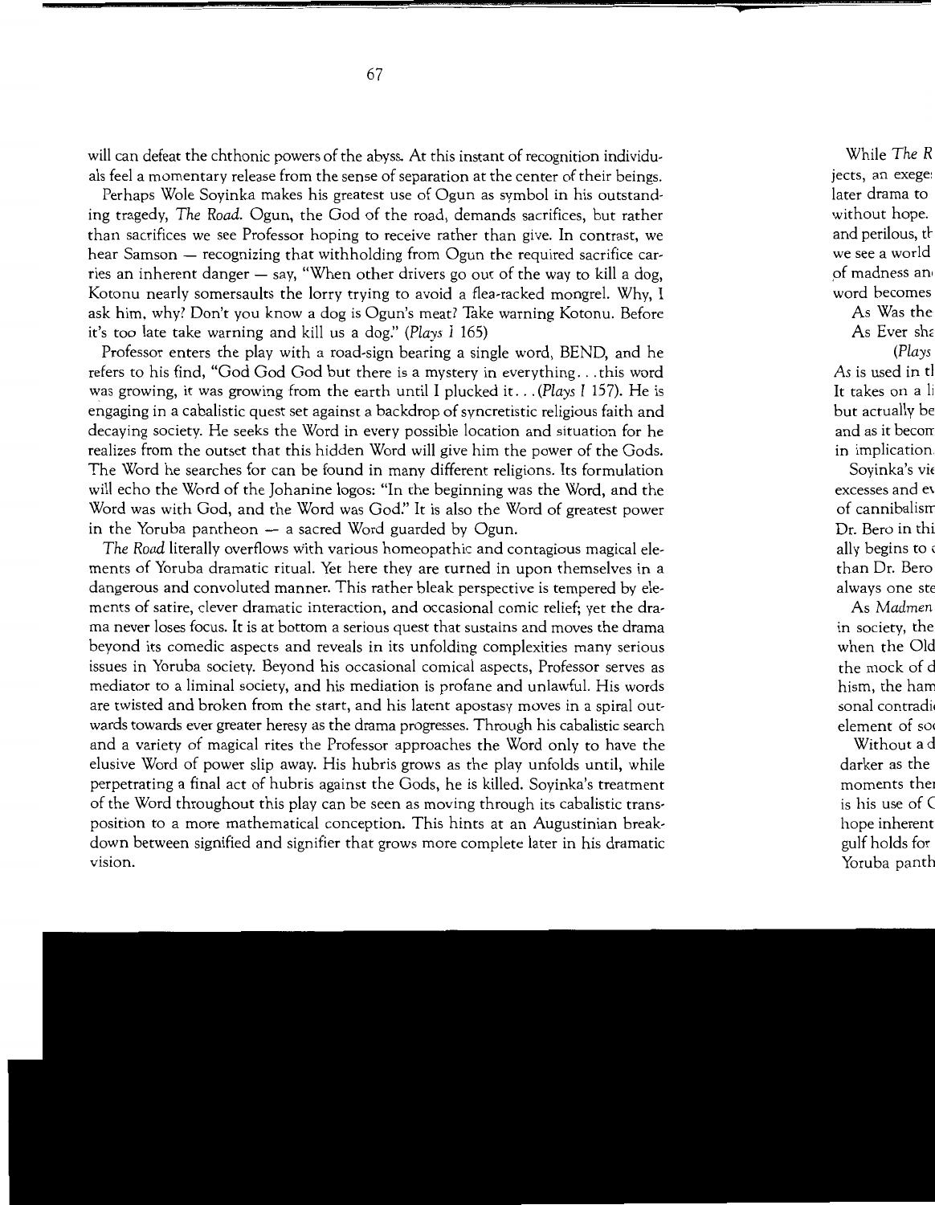will can defeat the chthonic powers of the abyss. At this instant of recognition individuals feel a momentary release from the sense of separation at the center of their beings.

Perhaps Wole Soyinka makes his greatest use of Ogun as symbol in his outstanding tragedy, *The Road*. Ogun, the God of the road, demands sacrifices, but rather than sacrifices we see Professor hoping to receive rather than give. In contrast, we hear Samson — recognizing that withholding from Ogun the required sacrifice carries an inherent danger — say, "When other drivers go out of the way to kill a dog, Kotonu nearly somersaults the lorry trying to avoid a flea-racked mongrel. Why, I ask him, why? Don't you know a dog is Ogun's meat? Take warning Kotonu. Before it's too late take warning and kill us a dog." (*Plays 1* 165)

Professor enters the play with a road-sign bearing a single word, BEND, and he refers to his find, "God God God but there is a mystery in everything. . . this word was growing, it was growing from the earth until I plucked it. . . (*Plays 1* 157). He is engaging in a cabalistic quest set against a backdrop of syncretistic religious faith and decaying society. He seeks the Word in every possible location and situation for he realizes from the outset that this hidden Word will give him the power of the Gods. The Word he searches for can be found in many different religions. Its formulation will echo the Word of the Johanine logos: "In the beginning was the Word, and the Word was with God, and the Word was God." It is also the Word of greatest power in the Yoruba pantheon — a sacred Word guarded by Ogun.

*The Road* literally overflows with various homeopathic and contagious magical elements of Yoruba dramatic ritual. Yet here they are turned in upon themselves in a dangerous and convoluted manner. This rather bleak perspective is tempered by elements of satire, clever dramatic interaction, and occasional comic relief; yet the drama never loses focus. It is at bottom a serious quest that sustains and moves the drama beyond its comedic aspects and reveals in its unfolding complexities many serious issues in Yoruba society. Beyond his occasional comical aspects, Professor serves as mediator to a liminal society, and his mediation is profane and unlawful. His words are twisted and broken from the start, and his latent apostasy moves in a spiral outwards towards ever greater heresy as the drama progresses. Through his cabalistic search and a variety of magical rites the Professor approaches the Word only to have the elusive Word of power slip away. His hubris grows as the play unfolds until, while perpetrating a final act of hubris against the Gods, he is killed. Soyinka's treatment of the Word throughout this play can be seen as moving through its cabalistic transposition to a more mathematical conception. This hints at an Augustinian breakdown between signified and signifier that grows more complete later in his dramatic vision.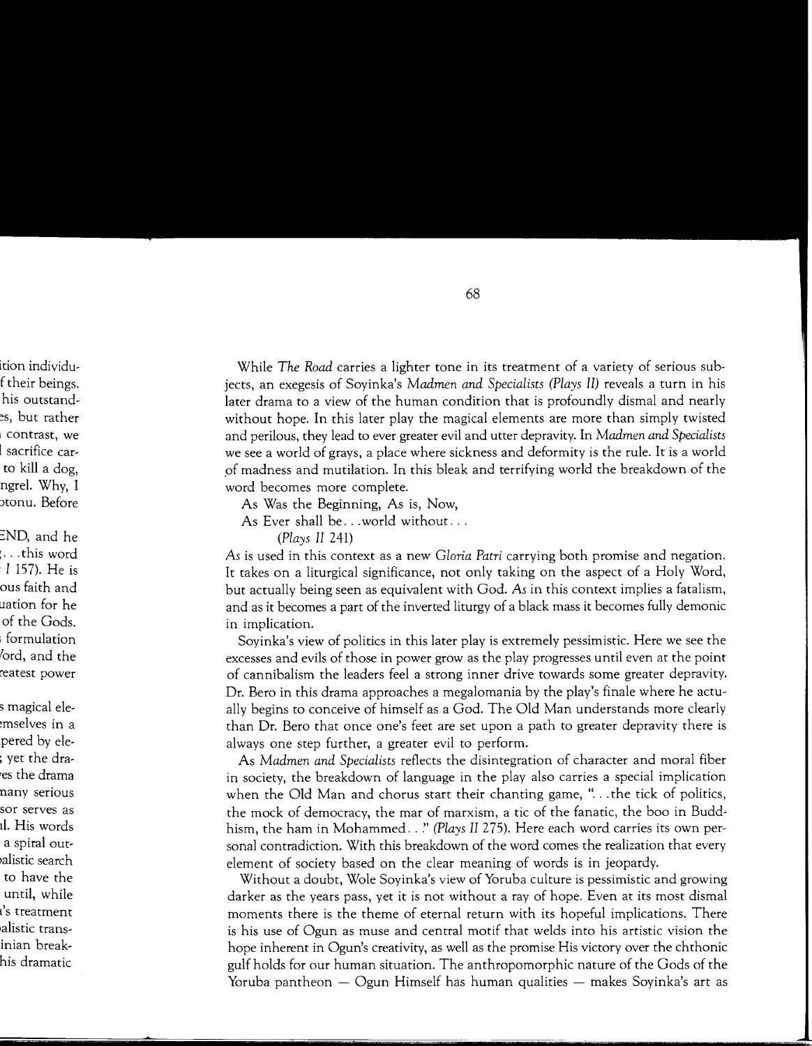While *The Road* carries a lighter tone in its treatment of a variety of serious subjects, an exegesis of Soyinka's *Madmen and Specialists (Plays II)* reveals a turn in his later drama to a view of the human condition that is profoundly dismal and nearly without hope. In this later play the magical elements are more than simply twisted and perilous, they lead to ever greater evil and utter depravity. In *Madmen and Specialists* we see a world of grays, a place where sickness and deformity is the rule. It is a world of madness and mutilation. In this bleak and terrifying world the breakdown of the word becomes more complete.

As Was the Beginning, As is, Now,
As Ever shall be. . .world without. . .
(*Plays II* 241)

*As* is used in this context as a new *Gloria Patri* carrying both promise and negation. It takes on a liturgical significance, not only taking on the aspect of a Holy Word, but actually being seen as equivalent with God. *As* in this context implies a fatalism, and as it becomes a part of the inverted liturgy of a black mass it becomes fully demonic in implication.

Soyinka's view of politics in this later play is extremely pessimistic. Here we see the excesses and evils of those in power grow as the play progresses until even at the point of cannibalism the leaders feel a strong inner drive towards some greater depravity. Dr. Bero in this drama approaches a megalomania by the play's finale where he actually begins to conceive of himself as a God. The Old Man understands more clearly than Dr. Bero that once one's feet are set upon a path to greater depravity there is always one step further, a greater evil to perform.

As *Madmen and Specialists* reflects the disintegration of character and moral fiber in society, the breakdown of language in the play also carries a special implication when the Old Man and chorus start their chanting game, ". . .the tick of politics, the mock of democracy, the mar of marxism, a tic of the fanatic, the boo in Buddhism, the ham in Mohammed. . ." (*Plays II* 275). Here each word carries its own personal contradiction. With this breakdown of the word comes the realization that every element of society based on the clear meaning of words is in jeopardy.

Without a doubt, Wole Soyinka's view of Yoruba culture is pessimistic and growing darker as the years pass, yet it is not without a ray of hope. Even at its most dismal moments there is the theme of eternal return with its hopeful implications. There is his use of Ogun as muse and central motif that welds into his artistic vision the hope inherent in Ogun's creativity, as well as the promise His victory over the chthonic gulf holds for our human situation. The anthropomorphic nature of the Gods of the Yoruba pantheon — Ogun Himself has human qualities — makes Soyinka's art as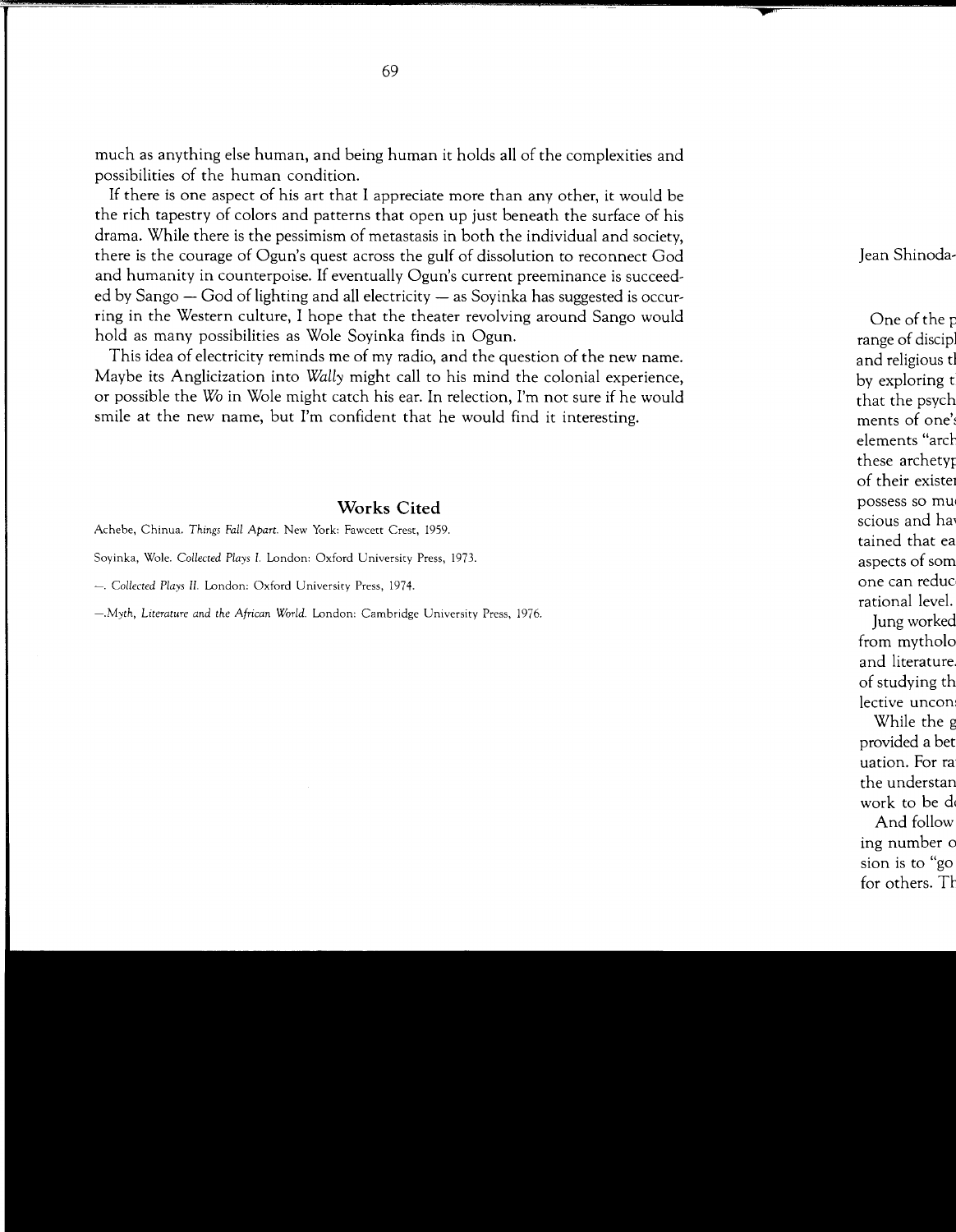much as anything else human, and being human it holds all of the complexities and possibilities of the human condition.

If there is one aspect of his art that I appreciate more than any other, it would be the rich tapestry of colors and patterns that open up just beneath the surface of his drama. While there is the pessimism of metastasis in both the individual and society, there is the courage of Ogun's quest across the gulf of dissolution to reconnect God and humanity in counterpoise. If eventually Ogun's current preeminance is succeeded by Sango — God of lighting and all electricity — as Soyinka has suggested is occurring in the Western culture, I hope that the theater revolving around Sango would hold as many possibilities as Wole Soyinka finds in Ogun.

This idea of electricity reminds me of my radio, and the question of the new name. Maybe its Anglicization into *Wally* might call to his mind the colonial experience, or possible the *Wo* in Wole might catch his ear. In relection, I'm not sure if he would smile at the new name, but I'm confident that he would find it interesting.

## Works Cited

Achebe, Chinua. *Things Fall Apart.* New York: Fawcett Crest, 1959.

Soyinka, Wole. *Collected Plays I.* London: Oxford University Press, 1973.

—. *Collected Plays II.* London: Oxford University Press, 1974.

—.*Myth, Literature and the African World.* London: Cambridge University Press, 1976.